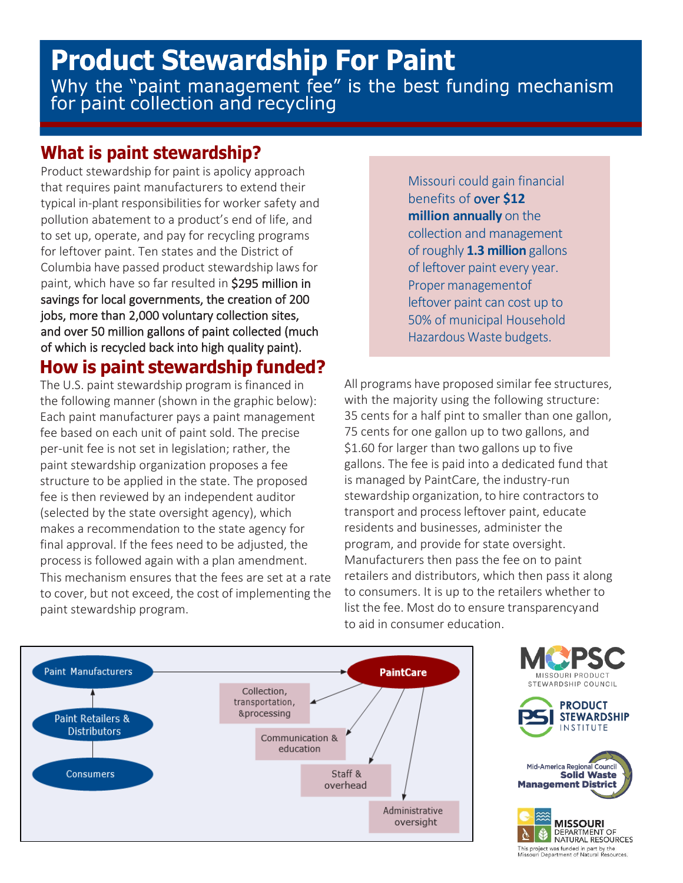# Product Stewardship For Paint

Why the "paint management fee" is the best funding mechanism for paint collection and recycling

## What is paint stewardship?

Product stewardship for paint is apolicy approach that requires paint manufacturers to extend their typical in-plant responsibilities for worker safety and pollution abatement to a product's end of life, and to set up, operate, and pay for recycling programs for leftover paint. Ten states and the District of Columbia have passed product stewardship laws for paint, which have so far resulted in $295 million in savings for local governments, the creation of 200 jobs, more than 2,000 voluntary collection sites, and over 50 million gallons of paint collected (much of which is recycled back into high quality paint).

Missouri could gain financial benefits of **over $12 million annually** on the collection and management of roughly **1.3 million** gallons of leftover paint every year. Proper managementof leftover paint can cost up to 50% of municipal Household Hazardous Waste budgets.

## How is paint stewardship funded?

The U.S. paint stewardship program is financed in the following manner (shown in the graphic below): Each paint manufacturer pays a paint management fee based on each unit of paint sold. The precise per-unit fee is not set in legislation; rather, the paint stewardship organization proposes a fee structure to be applied in the state. The proposed fee is then reviewed by an independent auditor (selected by the state oversight agency), which makes a recommendation to the state agency for final approval. If the fees need to be adjusted, the process is followed again with a plan amendment. This mechanism ensures that the fees are set at a rate to cover, but not exceed, the cost of implementing the paint stewardship program.

All programs have proposed similar fee structures, with the majority using the following structure: 35 cents for a half pint to smaller than one gallon, 75 cents for one gallon up to two gallons, and $1.60 for larger than two gallons up to five gallons. The fee is paid into a dedicated fund that is managed by PaintCare, the industry-run stewardship organization, to hire contractors to transport and process leftover paint, educate residents and businesses, administer the program, and provide for state oversight. Manufacturers then pass the fee on to paint retailers and distributors, which then pass it along to consumers. It is up to the retailers whether to list the fee. Most do to ensure transparencyand to aid in consumer education.

Consumers → Paint Retailers & Distributors → Paint Manufacturers → PaintCare → Collection, transportation, &processing; Communication & education; Staff & overhead; Administrative oversight

MOPSC MISSOURI PRODUCT STEWARDSHIP COUNCIL

PSI PRODUCT STEWARDSHIP INSTITUTE

Mid-America Regional Council Solid Waste Management District

MISSOURI DEPARTMENT OF NATURAL RESOURCES

This project was funded in part by the Missouri Department of Natural Resources.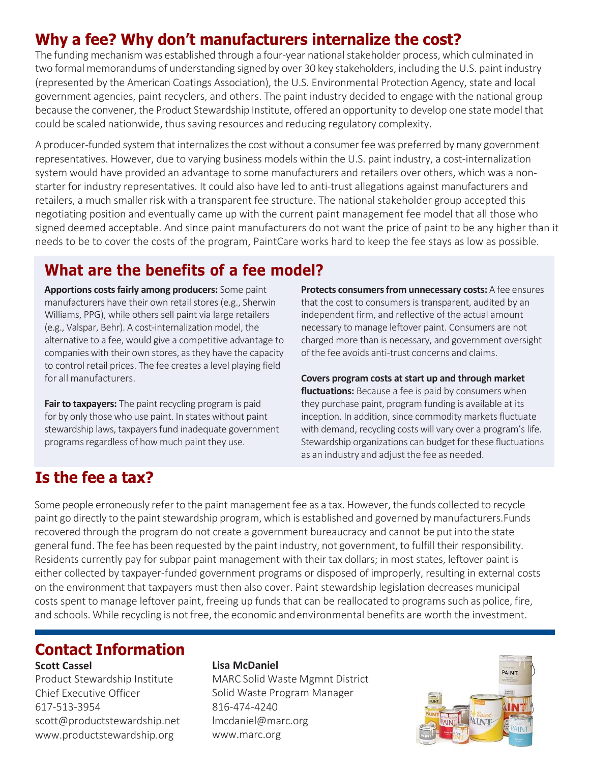## Why a fee? Why don't manufacturers internalize the cost?

The funding mechanism was established through a four-year national stakeholder process, which culminated in two formal memorandums of understanding signed by over 30 key stakeholders, including the U.S. paint industry (represented by the American Coatings Association), the U.S. Environmental Protection Agency, state and local government agencies, paint recyclers, and others. The paint industry decided to engage with the national group because the convener, the Product Stewardship Institute, offered an opportunity to develop one state model that could be scaled nationwide, thus saving resources and reducing regulatory complexity.

A producer-funded system that internalizes the cost without a consumer fee was preferred by many government representatives. However, due to varying business models within the U.S. paint industry, a cost-internalization system would have provided an advantage to some manufacturers and retailers over others, which was a non-starter for industry representatives. It could also have led to anti-trust allegations against manufacturers and retailers, a much smaller risk with a transparent fee structure. The national stakeholder group accepted this negotiating position and eventually came up with the current paint management fee model that all those who signed deemed acceptable. And since paint manufacturers do not want the price of paint to be any higher than it needs to be to cover the costs of the program, PaintCare works hard to keep the fee stays as low as possible.

## What are the benefits of a fee model?

**Apportions costs fairly among producers:** Some paint manufacturers have their own retail stores (e.g., Sherwin Williams, PPG), while others sell paint via large retailers (e.g., Valspar, Behr). A cost-internalization model, the alternative to a fee, would give a competitive advantage to companies with their own stores, as they have the capacity to control retail prices. The fee creates a level playing field for all manufacturers.

**Fair to taxpayers:** The paint recycling program is paid for by only those who use paint. In states without paint stewardship laws, taxpayers fund inadequate government programs regardless of how much paint they use.

**Protects consumers from unnecessary costs:** A fee ensures that the cost to consumers is transparent, audited by an independent firm, and reflective of the actual amount necessary to manage leftover paint. Consumers are not charged more than is necessary, and government oversight of the fee avoids anti-trust concerns and claims.

**Covers program costs at start up and through market fluctuations:** Because a fee is paid by consumers when they purchase paint, program funding is available at its inception. In addition, since commodity markets fluctuate with demand, recycling costs will vary over a program's life. Stewardship organizations can budget for these fluctuations as an industry and adjust the fee as needed.

## Is the fee a tax?

Some people erroneously refer to the paint management fee as a tax. However, the funds collected to recycle paint go directly to the paint stewardship program, which is established and governed by manufacturers.Funds recovered through the program do not create a government bureaucracy and cannot be put into the state general fund. The fee has been requested by the paint industry, not government, to fulfill their responsibility. Residents currently pay for subpar paint management with their tax dollars; in most states, leftover paint is either collected by taxpayer-funded government programs or disposed of improperly, resulting in external costs on the environment that taxpayers must then also cover. Paint stewardship legislation decreases municipal costs spent to manage leftover paint, freeing up funds that can be reallocated to programs such as police, fire, and schools. While recycling is not free, the economic and environmental benefits are worth the investment.

## Contact Information

**Scott Cassel**
Product Stewardship Institute
Chief Executive Officer
617-513-3954
scott@productstewardship.net
www.productstewardship.org

**Lisa McDaniel**
MARC Solid Waste Mgmnt District
Solid Waste Program Manager
816-474-4240
lmcdaniel@marc.org
www.marc.org